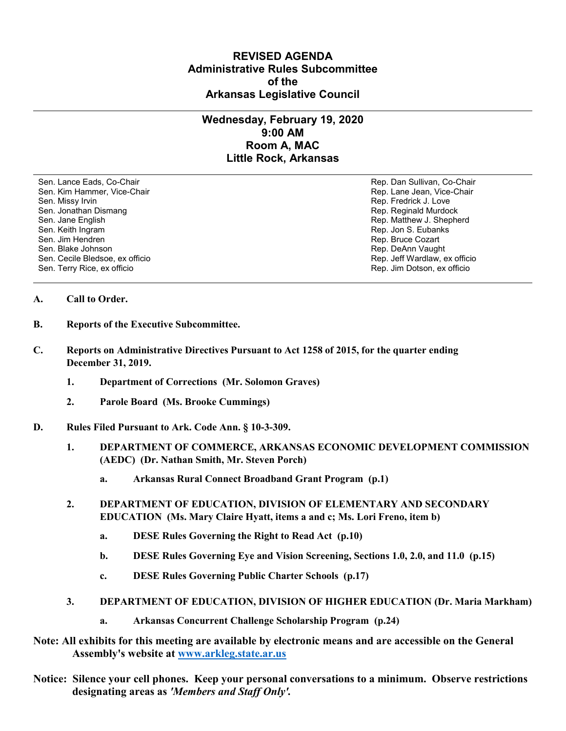# REVISED AGENDA
## Administrative Rules Subcommittee
## of the
## Arkansas Legislative Council

---

### Wednesday, February 19, 2020
### 9:00 AM
### Room A, MAC
### Little Rock, Arkansas

| | |
|---|---|
| Sen. Lance Eads, Co-Chair | Rep. Dan Sullivan, Co-Chair |
| Sen. Kim Hammer, Vice-Chair | Rep. Lane Jean, Vice-Chair |
| Sen. Missy Irvin | Rep. Fredrick J. Love |
| Sen. Jonathan Dismang | Rep. Reginald Murdock |
| Sen. Jane English | Rep. Matthew J. Shepherd |
| Sen. Keith Ingram | Rep. Jon S. Eubanks |
| Sen. Jim Hendren | Rep. Bruce Cozart |
| Sen. Blake Johnson | Rep. DeAnn Vaught |
| Sen. Cecile Bledsoe, ex officio | Rep. Jeff Wardlaw, ex officio |
| Sen. Terry Rice, ex officio | Rep. Jim Dotson, ex officio |

---

**A. Call to Order.**

**B. Reports of the Executive Subcommittee.**

**C. Reports on Administrative Directives Pursuant to Act 1258 of 2015, for the quarter ending December 31, 2019.**

1. **Department of Corrections (Mr. Solomon Graves)**
2. **Parole Board (Ms. Brooke Cummings)**

**D. Rules Filed Pursuant to Ark. Code Ann. § 10-3-309.**

1. **DEPARTMENT OF COMMERCE, ARKANSAS ECONOMIC DEVELOPMENT COMMISSION (AEDC) (Dr. Nathan Smith, Mr. Steven Porch)**
   - a. **Arkansas Rural Connect Broadband Grant Program (p.1)**

2. **DEPARTMENT OF EDUCATION, DIVISION OF ELEMENTARY AND SECONDARY EDUCATION (Ms. Mary Claire Hyatt, items a and c; Ms. Lori Freno, item b)**
   - a. **DESE Rules Governing the Right to Read Act (p.10)**
   - b. **DESE Rules Governing Eye and Vision Screening, Sections 1.0, 2.0, and 11.0 (p.15)**
   - c. **DESE Rules Governing Public Charter Schools (p.17)**

3. **DEPARTMENT OF EDUCATION, DIVISION OF HIGHER EDUCATION (Dr. Maria Markham)**
   - a. **Arkansas Concurrent Challenge Scholarship Program (p.24)**

**Note: All exhibits for this meeting are available by electronic means and are accessible on the General Assembly's website at [www.arkleg.state.ar.us](www.arkleg.state.ar.us)**

**Notice: Silence your cell phones. Keep your personal conversations to a minimum. Observe restrictions designating areas as *'Members and Staff Only'*.**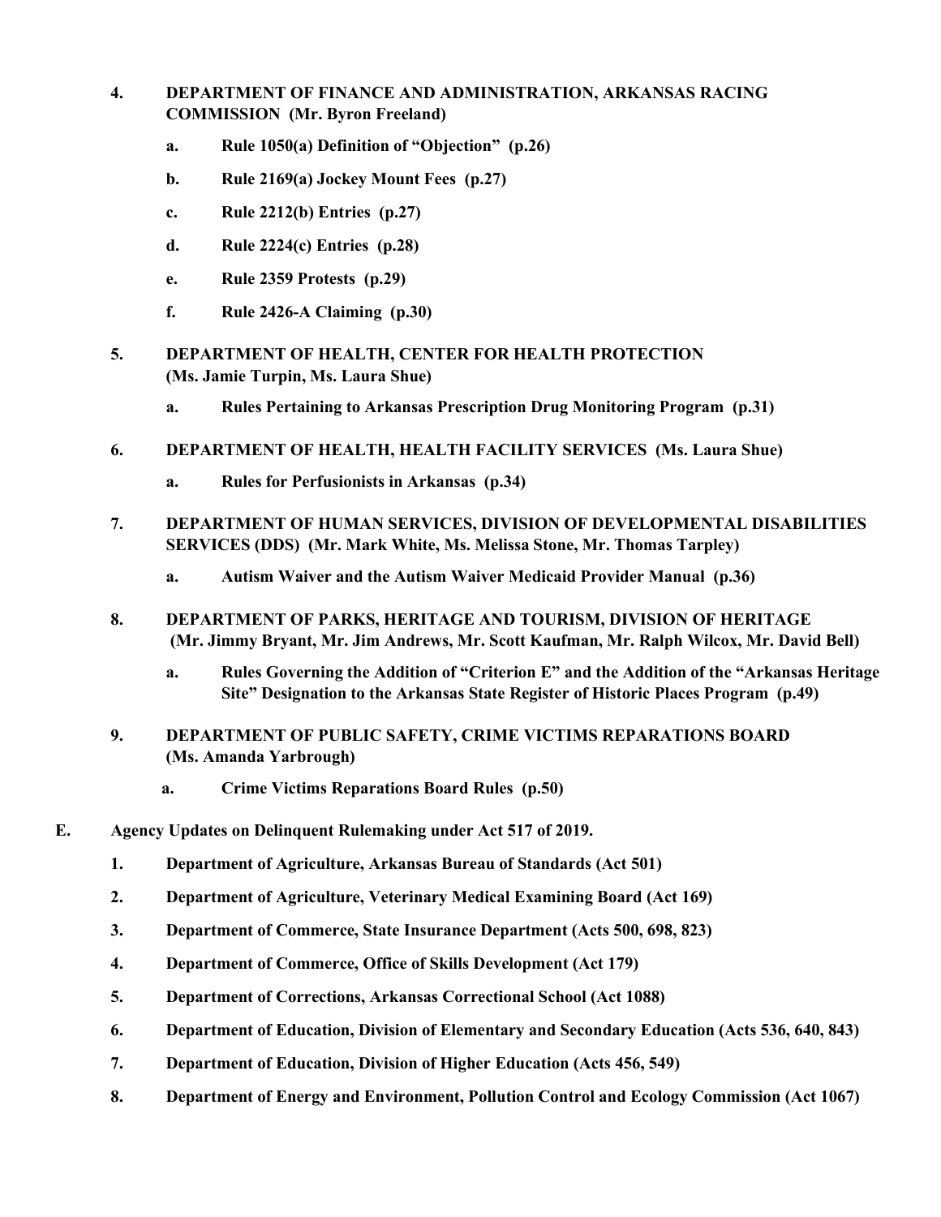4. **DEPARTMENT OF FINANCE AND ADMINISTRATION, ARKANSAS RACING COMMISSION (Mr. Byron Freeland)**

   a. **Rule 1050(a) Definition of "Objection" (p.26)**

   b. **Rule 2169(a) Jockey Mount Fees (p.27)**

   c. **Rule 2212(b) Entries (p.27)**

   d. **Rule 2224(c) Entries (p.28)**

   e. **Rule 2359 Protests (p.29)**

   f. **Rule 2426-A Claiming (p.30)**

5. **DEPARTMENT OF HEALTH, CENTER FOR HEALTH PROTECTION (Ms. Jamie Turpin, Ms. Laura Shue)**

   a. **Rules Pertaining to Arkansas Prescription Drug Monitoring Program (p.31)**

6. **DEPARTMENT OF HEALTH, HEALTH FACILITY SERVICES (Ms. Laura Shue)**

   a. **Rules for Perfusionists in Arkansas (p.34)**

7. **DEPARTMENT OF HUMAN SERVICES, DIVISION OF DEVELOPMENTAL DISABILITIES SERVICES (DDS) (Mr. Mark White, Ms. Melissa Stone, Mr. Thomas Tarpley)**

   a. **Autism Waiver and the Autism Waiver Medicaid Provider Manual (p.36)**

8. **DEPARTMENT OF PARKS, HERITAGE AND TOURISM, DIVISION OF HERITAGE (Mr. Jimmy Bryant, Mr. Jim Andrews, Mr. Scott Kaufman, Mr. Ralph Wilcox, Mr. David Bell)**

   a. **Rules Governing the Addition of "Criterion E" and the Addition of the "Arkansas Heritage Site" Designation to the Arkansas State Register of Historic Places Program (p.49)**

9. **DEPARTMENT OF PUBLIC SAFETY, CRIME VICTIMS REPARATIONS BOARD (Ms. Amanda Yarbrough)**

   a. **Crime Victims Reparations Board Rules (p.50)**

**E. Agency Updates on Delinquent Rulemaking under Act 517 of 2019.**

1. **Department of Agriculture, Arkansas Bureau of Standards (Act 501)**
2. **Department of Agriculture, Veterinary Medical Examining Board (Act 169)**
3. **Department of Commerce, State Insurance Department (Acts 500, 698, 823)**
4. **Department of Commerce, Office of Skills Development (Act 179)**
5. **Department of Corrections, Arkansas Correctional School (Act 1088)**
6. **Department of Education, Division of Elementary and Secondary Education (Acts 536, 640, 843)**
7. **Department of Education, Division of Higher Education (Acts 456, 549)**
8. **Department of Energy and Environment, Pollution Control and Ecology Commission (Act 1067)**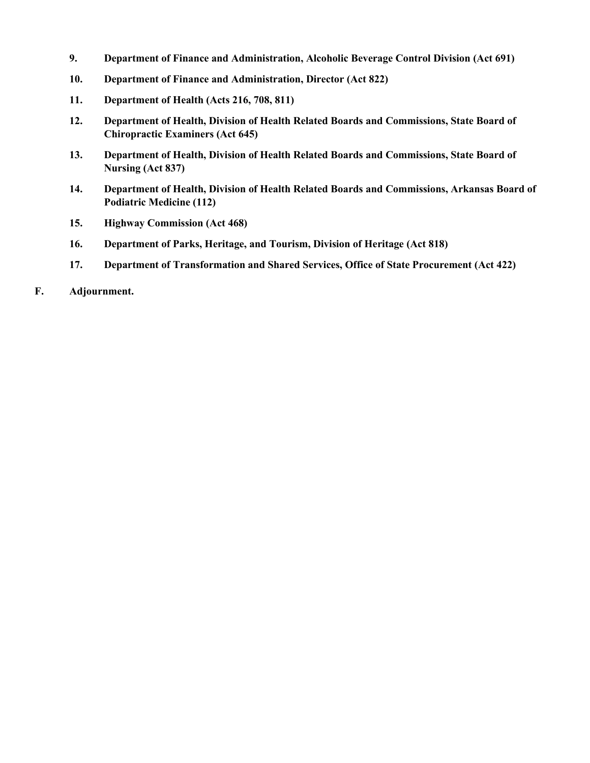9. **Department of Finance and Administration, Alcoholic Beverage Control Division (Act 691)**

10. **Department of Finance and Administration, Director (Act 822)**

11. **Department of Health (Acts 216, 708, 811)**

12. **Department of Health, Division of Health Related Boards and Commissions, State Board of Chiropractic Examiners (Act 645)**

13. **Department of Health, Division of Health Related Boards and Commissions, State Board of Nursing (Act 837)**

14. **Department of Health, Division of Health Related Boards and Commissions, Arkansas Board of Podiatric Medicine (112)**

15. **Highway Commission (Act 468)**

16. **Department of Parks, Heritage, and Tourism, Division of Heritage (Act 818)**

17. **Department of Transformation and Shared Services, Office of State Procurement (Act 422)**

**F. Adjournment.**